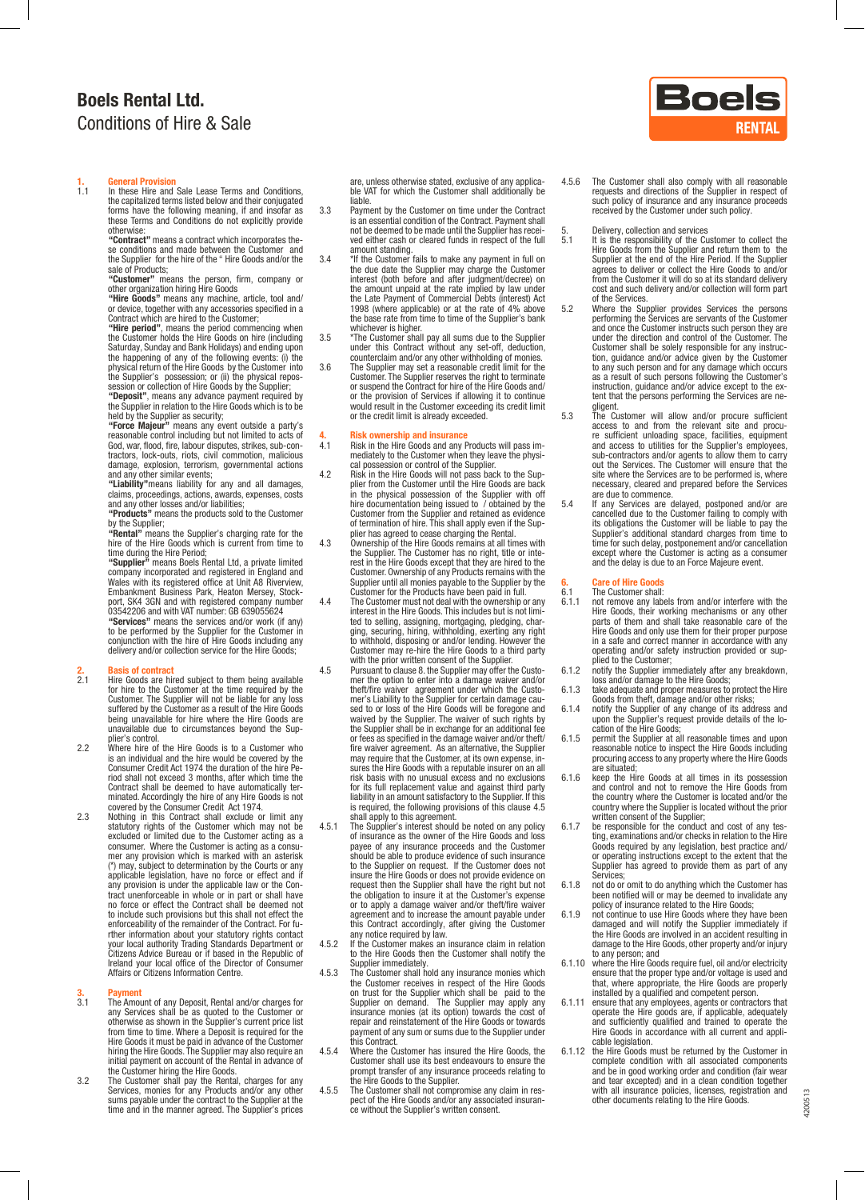# Boels Rental Ltd.

## Conditions of Hire & Sale

### 1. General Provision

1.1 In these Hire and Sale Lease Terms and Conditions, the capitalized terms listed below and their conjugated forms have the following meaning, if and insofar as these Terms and Conditions do not explicitly provide otherwise:

**"Contract"** means a contract which incorporates these conditions and made between the Customer and the Supplier for the hire of the " Hire Goods and/or the sale of Products;

**"Customer"** means the person, firm, company or other organization hiring Hire Goods

**"Hire Goods"** means any machine, article, tool and/or device, together with any accessories specified in a Contract which are hired to the Customer;

**"Hire period"**, means the period commencing when the Customer holds the Hire Goods on hire (including Saturday, Sunday and Bank Holidays) and ending upon the happening of any of the following events: (i) the physical return of the Hire Goods by the Customer into the Supplier's possession; or (ii) the physical repossession or collection of Hire Goods by the Supplier;

**"Deposit"**, means any advance payment required by the Supplier in relation to the Hire Goods which is to be held by the Supplier as security;

**"Force Majeur"** means any event outside a party's reasonable control including but not limited to acts of God, war, flood, fire, labour disputes, strikes, sub-contractors, lock-outs, riots, civil commotion, malicious damage, explosion, terrorism, governmental actions and any other similar events;

**"Liability"** means liability for any and all damages, claims, proceedings, actions, awards, expenses, costs and any other losses and/or liabilities;

**"Products"** means the products sold to the Customer by the Supplier;

**"Rental"** means the Supplier's charging rate for the hire of the Hire Goods which is current from time to time during the Hire Period;

**"Supplier"** means Boels Rental Ltd, a private limited company incorporated and registered in England and Wales with its registered office at Unit A8 Riverview, Embankment Business Park, Heaton Mersey, Stockport, SK4 3GN and with registered company number 03542206 and with VAT number: GB 639055624

**"Services"** means the services and/or work (if any) to be performed by the Supplier for the Customer in conjunction with the hire of Hire Goods including any delivery and/or collection service for the Hire Goods;

### 2. Basis of contract

2.1 Hire Goods are hired subject to them being available for hire to the Customer at the time required by the Customer. The Supplier will not be liable for any loss suffered by the Customer as a result of the Hire Goods being unavailable for hire where the Hire Goods are unavailable due to circumstances beyond the Supplier's control.

2.2 Where hire of the Hire Goods is to a Customer who is an individual and the hire would be covered by the Consumer Credit Act 1974 the duration of the hire Period shall not exceed 3 months, after which time the Contract shall be deemed to have automatically terminated. Accordingly the hire of any Hire Goods is not covered by the Consumer Credit Act 1974.

2.3 Nothing in this Contract shall exclude or limit any statutory rights of the Customer which may not be excluded or limited due to the Customer acting as a consumer. Where the Customer is acting as a consumer any provision which is marked with an asterisk (*) may, subject to determination by the Courts or any applicable legislation, have no force or effect and if any provision is under the applicable law or the Contract unenforceable in whole or in part or shall have no force or effect the Contract shall be deemed not to include such provisions but this shall not effect the enforceability of the remainder of the Contract. For further information about your statutory rights contact your local authority Trading Standards Department or Citizens Advice Bureau or if based in the Republic of Ireland your local office of the Director of Consumer Affairs or Citizens Information Centre.

### 3. Payment

3.1 The Amount of any Deposit, Rental and/or charges for any Services shall be as quoted to the Customer or otherwise as shown in the Supplier's current price list from time to time. Where a Deposit is required for the Hire Goods it must be paid in advance of the Customer hiring the Hire Goods. The Supplier may also require an initial payment on account of the Rental in advance of the Customer hiring the Hire Goods.

3.2 The Customer shall pay the Rental, charges for any Services, monies for any Products and/or any other sums payable under the contract to the Supplier at the time and in the manner agreed. The Supplier's prices are, unless otherwise stated, exclusive of any applicable VAT for which the Customer shall additionally be liable.

3.3 Payment by the Customer on time under the Contract is an essential condition of the Contract. Payment shall not be deemed to be made until the Supplier has received either cash or cleared funds in respect of the full amount standing.

3.4 *If the Customer fails to make any payment in full on the due date the Supplier may charge the Customer interest (both before and after judgment/decree) on the amount unpaid at the rate implied by law under the Late Payment of Commercial Debts (interest) Act 1998 (where applicable) or at the rate of 4% above the base rate from time to time of the Supplier's bank whichever is higher.

3.5 *The Customer shall pay all sums due to the Supplier under this Contract without any set-off, deduction, counterclaim and/or any other withholding of monies.

3.6 The Supplier may set a reasonable credit limit for the Customer. The Supplier reserves the right to terminate or suspend the Contract for hire of the Hire Goods and/or the provision of Services if allowing it to continue would result in the Customer exceeding its credit limit or the credit limit is already exceeded.

### 4. Risk ownership and insurance

4.1 Risk in the Hire Goods and any Products will pass immediately to the Customer when they leave the physical possession or control of the Supplier.

4.2 Risk in the Hire Goods will not pass back to the Supplier from the Customer until the Hire Goods are back in the physical possession of the Supplier with off hire documentation being issued to / obtained by the Customer from the Supplier and retained as evidence of termination of hire. This shall apply even if the Supplier has agreed to cease charging the Rental.

4.3 Ownership of the Hire Goods remains at all times with the Supplier. The Customer has no right, title or interest in the Hire Goods except that they are hired to the Customer. Ownership of any Products remains with the Supplier until all monies payable to the Supplier by the Customer for the Products have been paid in full.

4.4 The Customer must not deal with the ownership or any interest in the Hire Goods. This includes but is not limited to selling, assigning, mortgaging, pledging, charging, securing, hiring, withholding, exerting any right to withhold, disposing or and/or lending. However the Customer may re-hire the Hire Goods to a third party with the prior written consent of the Supplier.

4.5 Pursuant to clause 8. the Supplier may offer the Customer the option to enter into a damage waiver and/or theft/fire waiver agreement under which the Customer's Liability to the Supplier for certain damage caused to or loss of the Hire Goods will be foregone and waived by the Supplier. The waiver of such rights by the Supplier shall be in exchange for an additional fee or fees as specified in the damage waiver and/or theft/fire waiver agreement. As an alternative, the Supplier may require that the Customer, at its own expense, insures the Hire Goods with a reputable insurer on an all risk basis with no unusual excess and no exclusions for its full replacement value and against third party liability in an amount satisfactory to the Supplier. If this is required, the following provisions of this clause 4.5 shall apply to this agreement.

4.5.1 The Supplier's interest should be noted on any policy of insurance as the owner of the Hire Goods and loss payee of any insurance proceeds and the Customer should be able to produce evidence of such insurance to the Supplier on request. If the Customer does not insure the Hire Goods or does not provide evidence on request then the Supplier shall have the right but not the obligation to insure it at the Customer's expense or to apply a damage waiver and/or theft/fire waiver agreement and to increase the amount payable under this Contract accordingly, after giving the Customer any notice required by law.

4.5.2 If the Customer makes an insurance claim in relation to the Hire Goods then the Customer shall notify the Supplier immediately.

4.5.3 The Customer shall hold any insurance monies which the Customer receives in respect of the Hire Goods on trust for the Supplier which shall be paid to the Supplier on demand. The Supplier may apply any insurance monies (at its option) towards the cost of repair and reinstatement of the Hire Goods or towards payment of any sum or sums due to the Supplier under this Contract.

4.5.4 Where the Customer has insured the Hire Goods, the Customer shall use its best endeavours to ensure the prompt transfer of any insurance proceeds relating to the Hire Goods to the Supplier.

4.5.5 The Customer shall not compromise any claim in respect of the Hire Goods and/or any associated insurance without the Supplier's written consent.

4.5.6 The Customer shall also comply with all reasonable requests and directions of the Supplier in respect of such policy of insurance and any insurance proceeds received by the Customer under such policy.

### 5. Delivery, collection and services

5.1 It is the responsibility of the Customer to collect the Hire Goods from the Supplier and return them to the Supplier at the end of the Hire Period. If the Supplier agrees to deliver or collect the Hire Goods to and/or from the Customer it will do so at its standard delivery cost and such delivery and/or collection will form part of the Services.

5.2 Where the Supplier provides Services the persons performing the Services are servants of the Customer and once the Customer instructs such person they are under the direction and control of the Customer. The Customer shall be solely responsible for any instruction, guidance and/or advice given by the Customer to any such person and for any damage which occurs as a result of such persons following the Customer's instruction, guidance and/or advice except to the extent that the persons performing the Services are negligent.

5.3 The Customer will allow and/or procure sufficient access to and from the relevant site and procure sufficient unloading space, facilities, equipment and access to utilities for the Supplier's employees, sub-contractors and/or agents to allow them to carry out the Services. The Customer will ensure that the site where the Services are to be performed is, where necessary, cleared and prepared before the Services are due to commence.

5.4 If any Services are delayed, postponed and/or are cancelled due to the Customer failing to comply with its obligations the Customer will be liable to pay the Supplier's additional standard charges from time to time for such delay, postponement and/or cancellation except where the Customer is acting as a consumer and the delay is due to an Force Majeure event.

### 6. Care of Hire Goods

6.1 The Customer shall:

6.1.1 not remove any labels from and/or interfere with the Hire Goods, their working mechanisms or any other parts of them and shall take reasonable care of the Hire Goods and only use them for their proper purpose in a safe and correct manner in accordance with any operating and/or safety instruction provided or supplied to the Customer;

6.1.2 notify the Supplier immediately after any breakdown, loss and/or damage to the Hire Goods;

6.1.3 take adequate and proper measures to protect the Hire Goods from theft, damage and/or other risks;

6.1.4 notify the Supplier of any change of its address and upon the Supplier's request provide details of the location of the Hire Goods;

6.1.5 permit the Supplier at all reasonable times and upon reasonable notice to inspect the Hire Goods including procuring access to any property where the Hire Goods are situated;

6.1.6 keep the Hire Goods at all times in its possession and control and not to remove the Hire Goods from the country where the Customer is located and/or the country where the Supplier is located without the prior written consent of the Supplier;

6.1.7 be responsible for the conduct and cost of any testing, examinations and/or checks in relation to the Hire Goods required by any legislation, best practice and/or operating instructions except to the extent that the Supplier has agreed to provide them as part of any Services;

6.1.8 not do or omit to do anything which the Customer has been notified will or may be deemed to invalidate any policy of insurance related to the Hire Goods;

6.1.9 not continue to use Hire Goods where they have been damaged and will notify the Supplier immediately if the Hire Goods are involved in an accident resulting in damage to the Hire Goods, other property and/or injury to any person; and

6.1.10 where the Hire Goods require fuel, oil and/or electricity ensure that the proper type and/or voltage is used and that, where appropriate, the Hire Goods are properly installed by a qualified and competent person.

6.1.11 ensure that any employees, agents or contractors that operate the Hire Goods are, if applicable, adequately and sufficiently qualified and trained to operate the Hire Goods in accordance with all current and applicable legislation.

6.1.12 the Hire Goods must be returned by the Customer in complete condition with all associated components and be in good working order and condition (fair wear and tear excepted) and in a clean condition together with all insurance policies, licenses, registration and other documents relating to the Hire Goods.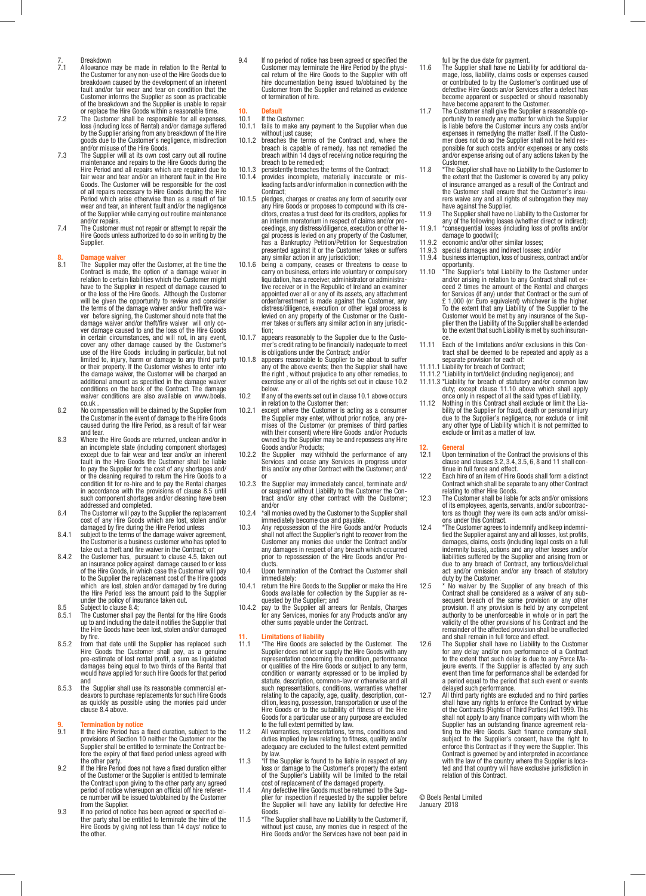7. Breakdown

7.1 Allowance may be made in relation to the Rental to the Customer for any non-use of the Hire Goods due to breakdown caused by the development of an inherent fault and/or fair wear and tear on condition that the Customer informs the Supplier as soon as practicable of the breakdown and the Supplier is unable to repair or replace the Hire Goods within a reasonable time.

7.2 The Customer shall be responsible for all expenses, loss (including loss of Rental) and/or damage suffered by the Supplier arising from any breakdown of the Hire goods due to the Customer's negligence, misdirection and/or misuse of the Hire Goods.

7.3 The Supplier will at its own cost carry out all routine maintenance and repairs to the Hire Goods during the Hire Period and all repairs which are required due to fair wear and tear and/or an inherent fault in the Hire Goods. The Customer will be responsible for the cost of all repairs necessary to Hire Goods during the Hire Period which arise otherwise than as a result of fair wear and tear, an inherent fault and/or the negligence of the Supplier while carrying out routine maintenance and/or repairs.

7.4 The Customer must not repair or attempt to repair the Hire Goods unless authorized to do so in writing by the Supplier.

## 8. Damage waiver

8.1 The Supplier may offer the Customer, at the time the Contract is made, the option of a damage waiver in relation to certain liabilities which the Customer might have to the Supplier in respect of damage caused to or the loss of the Hire Goods. Although the Customer will be given the opportunity to review and consider the terms of the damage waiver and/or theft/fire waiver before signing, the Customer should note that the damage waiver and/or theft/fire waiver will only cover damage caused to and the loss of the Hire Goods in certain circumstances, and will not, in any event, cover any other damage caused by the Customer's use of the Hire Goods including in particular, but not limited to, injury, harm or damage to any third party or their property. If the Customer wishes to enter into the damage waiver, the Customer will be charged an additional amount as specified in the damage waiver conditions on the back of the Contract. The damage waiver conditions are also available on www.boels.co.uk .

8.2 No compensation will be claimed by the Supplier from the Customer in the event of damage to the Hire Goods caused during the Hire Period, as a result of fair wear and tear.

8.3 Where the Hire Goods are returned, unclean and/or in an incomplete state (including component shortages) except due to fair wear and tear and/or an inherent fault in the Hire Goods the Customer shall be liable to pay the Supplier for the cost of any shortages and/or the cleaning required to return the Hire Goods to a condition fit for re-hire and to pay the Rental charges in accordance with the provisions of clause 8.5 until such component shortages and/or cleaning have been addressed and completed.

8.4 The Customer will pay to the Supplier the replacement cost of any Hire Goods which are lost, stolen and/or damaged by fire during the Hire Period unless

8.4.1 subject to the terms of the damage waiver agreement, the Customer is a business customer who has opted to take out a theft and fire waiver in the Contract; or

8.4.2 the Customer has, pursuant to clause 4.5, taken out an insurance policy against damage caused to or loss of the Hire Goods, in which case the Customer will pay to the Supplier the replacement cost of the Hire goods which are lost, stolen and/or damaged by fire during the Hire Period less the amount paid to the Supplier under the policy of insurance taken out.

8.5 Subject to clause 8.4;

8.5.1 The Customer shall pay the Rental for the Hire Goods up to and including the date it notifies the Supplier that the Hire Goods have been lost, stolen and/or damaged by fire.

8.5.2 from that date until the Supplier has replaced such Hire Goods the Customer shall pay, as a genuine pre-estimate of lost rental profit, a sum as liquidated damages being equal to two thirds of the Rental that would have applied for such Hire Goods for that period and

8.5.3 the Supplier shall use its reasonable commercial endeavors to purchase replacements for such Hire Goods as quickly as possible using the monies paid under clause 8.4 above.

## 9. Termination by notice

9.1 If the Hire Period has a fixed duration, subject to the provisions of Section 10 neither the Customer nor the Supplier shall be entitled to terminate the Contract before the expiry of that fixed period unless agreed with the other party.

9.2 If the Hire Period does not have a fixed duration either of the Customer or the Supplier is entitled to terminate the Contract upon giving to the other party any agreed period of notice whereupon an official off hire reference number will be issued to/obtained by the Customer from the Supplier.

9.3 If no period of notice has been agreed or specified either party shall be entitled to terminate the hire of the Hire Goods by giving not less than 14 days' notice to the other.

9.4 If no period of notice has been agreed or specified the Customer may terminate the Hire Period by the physical return of the Hire Goods to the Supplier with off hire documentation being issued to/obtained by the Customer from the Supplier and retained as evidence of termination of hire.

## 10. Default

10.1 If the Customer:

10.1.1 fails to make any payment to the Supplier when due without just cause;

10.1.2 breaches the terms of the Contract and, where the breach is capable of remedy, has not remedied the breach within 14 days of receiving notice requiring the breach to be remedied;

10.1.3 persistently breaches the terms of the Contract;

10.1.4 provides incomplete, materially inaccurate or misleading facts and/or information in connection with the Contract;

10.1.5 pledges, charges or creates any form of security over any Hire Goods or proposes to compound with its creditors, creates a trust deed for its creditors, applies for an interim moratorium in respect of claims and/or proceedings, any distress/diligence, execution or other legal process is levied on any property of the Costumer, has a Bankruptcy Petition/Petition for Sequestration presented against it or the Customer takes or suffers any similar action in any jurisdiction;

10.1.6 being a company, ceases or threatens to cease to carry on business, enters into voluntary or compulsory liquidation, has a receiver, administrator or administrative receiver or in the Republic of Ireland an examiner appointed over all or any of its assets, any attachment order/arrestment is made against the Customer, any distress/diligence, execution or other legal process is levied on any property of the Customer or the Customer takes or suffers any similar action in any jurisdiction;

10.1.7 appears reasonably to the Supplier due to the Customer's credit rating to be financially inadequate to meet is obligations under the Contract; and/or

10.1.8 appears reasonable to Supplier to be about to suffer any of the above events; then the Supplier shall have the right , without prejudice to any other remedies, to exercise any or all of the rights set out in clause 10.2 below.

10.2 If any of the events set out in clause 10.1 above occurs in relation to the Customer then:

10.2.1 except where the Customer is acting as a consumer the Supplier may enter, without prior notice, any premises of the Customer (or premises of third parties with their consent) where Hire Goods and/or Products owned by the Supplier may be and repossess any Hire Goods and/or Products;

10.2.2 the Supplier may withhold the performance of any Services and cease any Services in progress under this and/or any other Contract with the Customer; and/or

10.2.3 the Supplier may immediately cancel, terminate and/or suspend without Liability to the Customer the Contract and/or any other contract with the Customer; and/or

10.2.4 *all monies owed by the Customer to the Supplier shall immediately become due and payable.

10.3 Any repossession of the Hire Goods and/or Products shall not affect the Supplier's right to recover from the Customer any monies due under the Contract and/or any damages in respect of any breach which occurred prior to repossession of the Hire Goods and/or Products.

10.4 Upon termination of the Contract the Customer shall immediately:

10.4.1 return the Hire Goods to the Supplier or make the Hire Goods available for collection by the Supplier as requested by the Supplier; and

10.4.2 pay to the Supplier all arrears for Rentals, Charges for any Services, monies for any Products and/or any other sums payable under the Contract.

## 11. Limitations of liability

11.1 *The Hire Goods are selected by the Customer. The Supplier does not let or supply the Hire Goods with any representation concerning the condition, performance or qualities of the Hire Goods or subject to any term, condition or warranty expressed or to be implied by statute, description, common-law or otherwise and all such representations, conditions, warranties whether relating to the capacity, age, quality, description, condition, leasing, possession, transportation or use of the Hire Goods or to the suitability of fitness of the Hire Goods for a particular use or any purpose are excluded to the full extent permitted by law.

11.2 All warranties, representations, terms, conditions and duties implied by law relating to fitness, quality and/or adequacy are excluded to the fullest extent permitted by law.

11.3 *If the Supplier is found to be liable in respect of any loss or damage to the Customer's property the extent of the Supplier's Liability will be limited to the retail cost of replacement of the damaged property.

11.4 Any defective Hire Goods must be returned to the Supplier for inspection if requested by the supplier before the Supplier will have any liability for defective Hire Goods.

11.5 *The Supplier shall have no Liability to the Customer if, without just cause, any monies due in respect of the Hire Goods and/or the Services have not been paid in full by the due date for payment.

11.6 The Supplier shall have no Liability for additional damage, loss, liability, claims costs or expenses caused or contributed to by the Customer's continued use of defective Hire Goods an/or Services after a defect has become apparent or suspected or should reasonably have become apparent to the Customer.

11.7 The Customer shall give the Supplier a reasonable opportunity to remedy any matter for which the Supplier is liable before the Customer incurs any costs and/or expenses in remedying the matter itself. If the Customer does not do so the Supplier shall not be held responsible for such costs and/or expenses or any costs and/or expense arising out of any actions taken by the Customer.

11.8 *The Supplier shall have no Liability to the Customer to the extent that the Customer is covered by any policy of insurance arranged as a result of the Contract and the Customer shall ensure that the Customer's insurers waive any and all rights of subrogation they may have against the Supplier.

11.9 The Supplier shall have no Liability to the Customer for any of the following losses (whether direct or indirect):

11.9.1 *consequential losses (including loss of profits and/or damage to goodwill);

11.9.2 economic and/or other similar losses;

11.9.3 special damages and indirect losses; and/or

11.9.4 business interruption, loss of business, contract and/or opportunity.

11.10 *The Supplier's total Liability to the Customer under and/or arising in relation to any Contract shall not exceed 2 times the amount of the Rental and charges for Services (if any) under that Contract or the sum of £ 1,000 (or Euro equivalent) whichever is the higher. To the extent that any Liability of the Supplier to the Customer would be met by any insurance of the Supplier then the Liability of the Supplier shall be extended to the extent that such Liability is met by such insurance.

11.11 Each of the limitations and/or exclusions in this Contract shall be deemed to be repeated and apply as a separate provision for each of:

11.11.1 Liability for breach of Contract;

11.11.2 *Liability in tort/delict (including negligence); and

11.11.3 *Liability for breach of statutory and/or common law duty; except clause 11.10 above which shall apply once only in respect of all the said types of Liability.

11.12 Nothing in this Contract shall exclude or limit the Liability of the Supplier for fraud, death or personal injury due to the Supplier's negligence, nor exclude or limit any other type of Liability which it is not permitted to exclude or limit as a matter of law.

## 12. General

12.1 Upon termination of the Contract the provisions of this clause and clauses 3.2, 3.4, 3.5, 6, 8 and 11 shall continue in full force and effect.

12.2 Each hire of an item of Hire Goods shall form a distinct Contract which shall be separate to any other Contract relating to other Hire Goods.

12.3 The Customer shall be liable for acts and/or omissions of its employees, agents, servants, and/or subcontractors as though they were its own acts and/or omissions under this Contract.

12.4 *The Customer agrees to indemnify and keep indemnified the Supplier against any and all losses, lost profits, damages, claims, costs (including legal costs on a full indemnity basis), actions and any other losses and/or liabilities suffered by the Supplier and arising from or due to any breach of Contract, any tortious/delictual act and/or omission and/or any breach of statutory duty by the Customer.

12.5 * No waiver by the Supplier of any breach of this Contract shall be considered as a waiver of any subsequent breach of the same provision or any other provision. If any provision is held by any competent authority to be unenforceable in whole or in part the validity of the other provisions of his Contract and the remainder of the affected provision shall be unaffected and shall remain in full force and effect.

12.6 The Supplier shall have no Liability to the Customer for any delay and/or non performance of a Contract to the extent that such delay is due to any Force Majeure events. If the Supplier is affected by any such event then time for performance shall be extended for a period equal to the period that such event or events delayed such performance.

12.7 All third party rights are excluded and no third parties shall have any rights to enforce the Contract by virtue of the Contracts (Rights of Third Parties) Act 1999. This shall not apply to any finance company with whom the Supplier has an outstanding finance agreement relating to the Hire Goods. Such finance company shall, subject to the Supplier's consent, have the right to enforce this Contract as if they were the Supplier. This Contract is governed by and interpreted in accordance with the law of the country where the Supplier is located and that country will have exclusive jurisdiction in relation of this Contract.

© Boels Rental Limited
January 2018